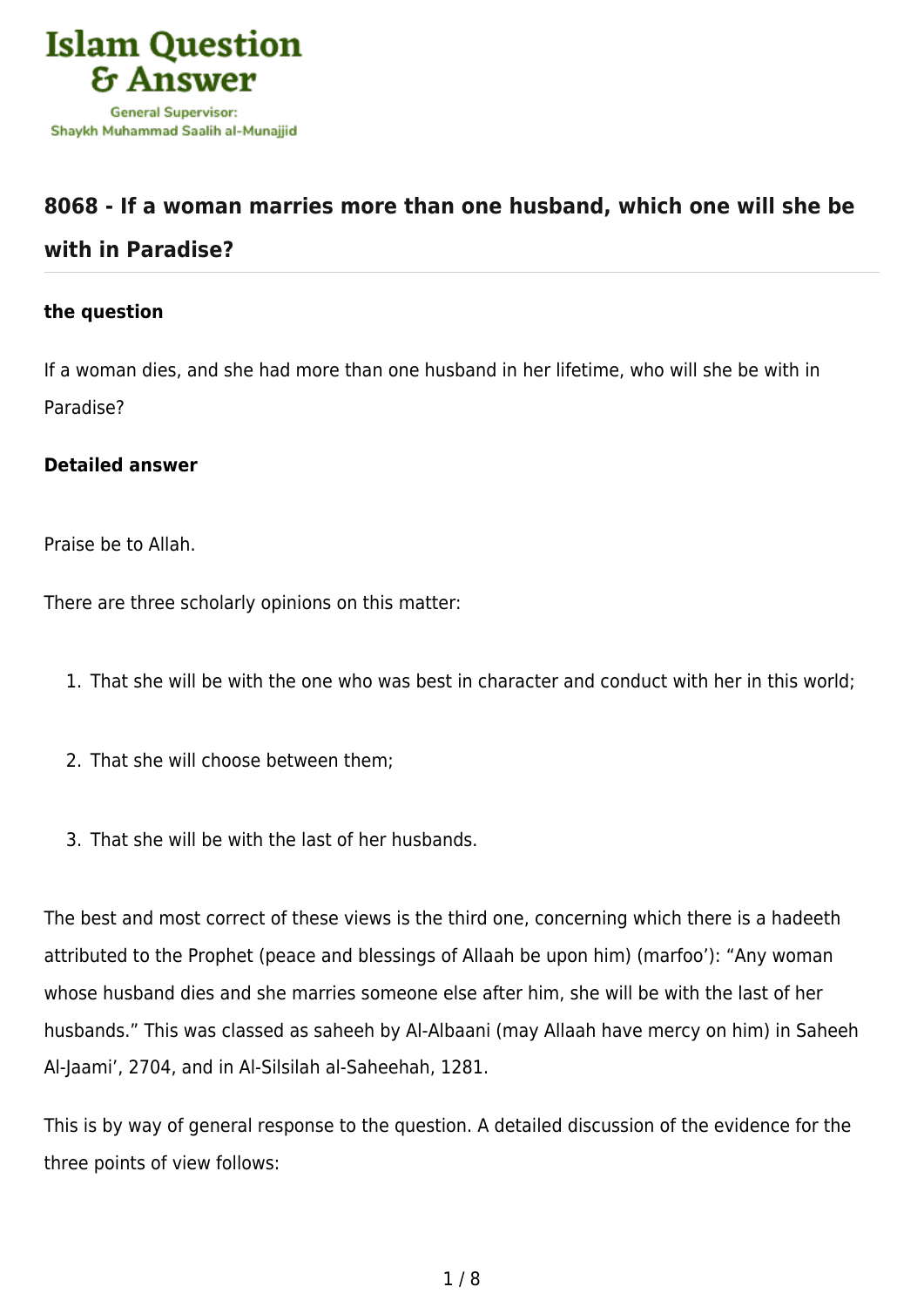Islam Question & Answer

General Supervisor: Shaykh Muhammad Saalih al-Munajjid

## 8068 - If a woman marries more than one husband, which one will she be with in Paradise?

### the question

If a woman dies, and she had more than one husband in her lifetime, who will she be with in Paradise?

### Detailed answer

Praise be to Allah.

There are three scholarly opinions on this matter:

1. That she will be with the one who was best in character and conduct with her in this world;
2. That she will choose between them;
3. That she will be with the last of her husbands.

The best and most correct of these views is the third one, concerning which there is a hadeeth attributed to the Prophet (peace and blessings of Allaah be upon him) (marfoo'): "Any woman whose husband dies and she marries someone else after him, she will be with the last of her husbands." This was classed as saheeh by Al-Albaani (may Allaah have mercy on him) in Saheeh Al-Jaami', 2704, and in Al-Silsilah al-Saheehah, 1281.

This is by way of general response to the question. A detailed discussion of the evidence for the three points of view follows: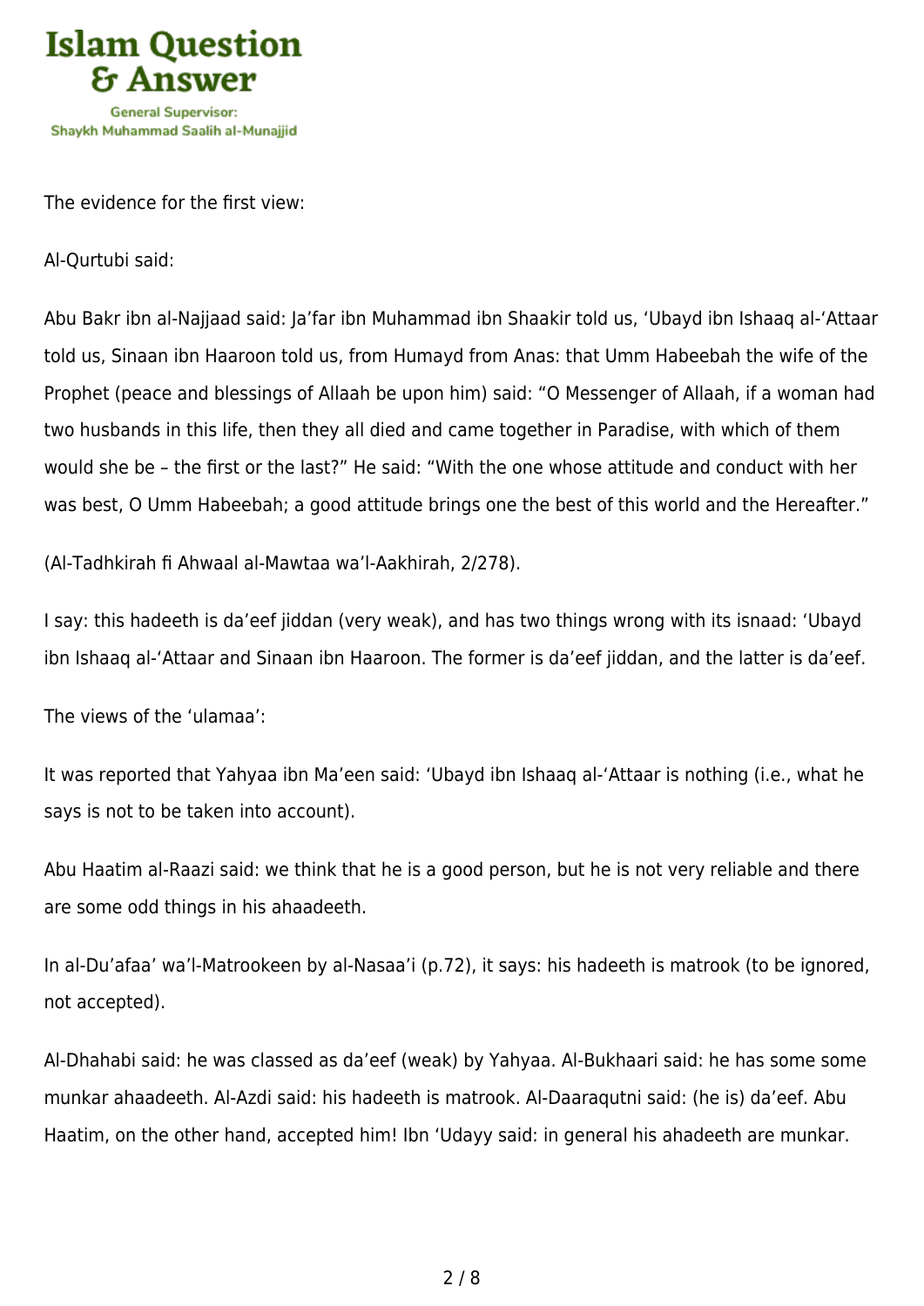The evidence for the first view:

Al-Qurtubi said:

Abu Bakr ibn al-Najjaad said: Ja'far ibn Muhammad ibn Shaakir told us, 'Ubayd ibn Ishaaq al-'Attaar told us, Sinaan ibn Haaroon told us, from Humayd from Anas: that Umm Habeebah the wife of the Prophet (peace and blessings of Allaah be upon him) said: "O Messenger of Allaah, if a woman had two husbands in this life, then they all died and came together in Paradise, with which of them would she be – the first or the last?" He said: "With the one whose attitude and conduct with her was best, O Umm Habeebah; a good attitude brings one the best of this world and the Hereafter."

(Al-Tadhkirah fi Ahwaal al-Mawtaa wa'l-Aakhirah, 2/278).

I say: this hadeeth is da'eef jiddan (very weak), and has two things wrong with its isnaad: 'Ubayd ibn Ishaaq al-'Attaar and Sinaan ibn Haaroon. The former is da'eef jiddan, and the latter is da'eef.

The views of the 'ulamaa':

It was reported that Yahyaa ibn Ma'een said: 'Ubayd ibn Ishaaq al-'Attaar is nothing (i.e., what he says is not to be taken into account).

Abu Haatim al-Raazi said: we think that he is a good person, but he is not very reliable and there are some odd things in his ahaadeeth.

In al-Du'afaa' wa'l-Matrookeen by al-Nasaa'i (p.72), it says: his hadeeth is matrook (to be ignored, not accepted).

Al-Dhahabi said: he was classed as da'eef (weak) by Yahyaa. Al-Bukhaari said: he has some some munkar ahaadeeth. Al-Azdi said: his hadeeth is matrook. Al-Daaraqutni said: (he is) da'eef. Abu Haatim, on the other hand, accepted him! Ibn 'Udayy said: in general his ahadeeth are munkar.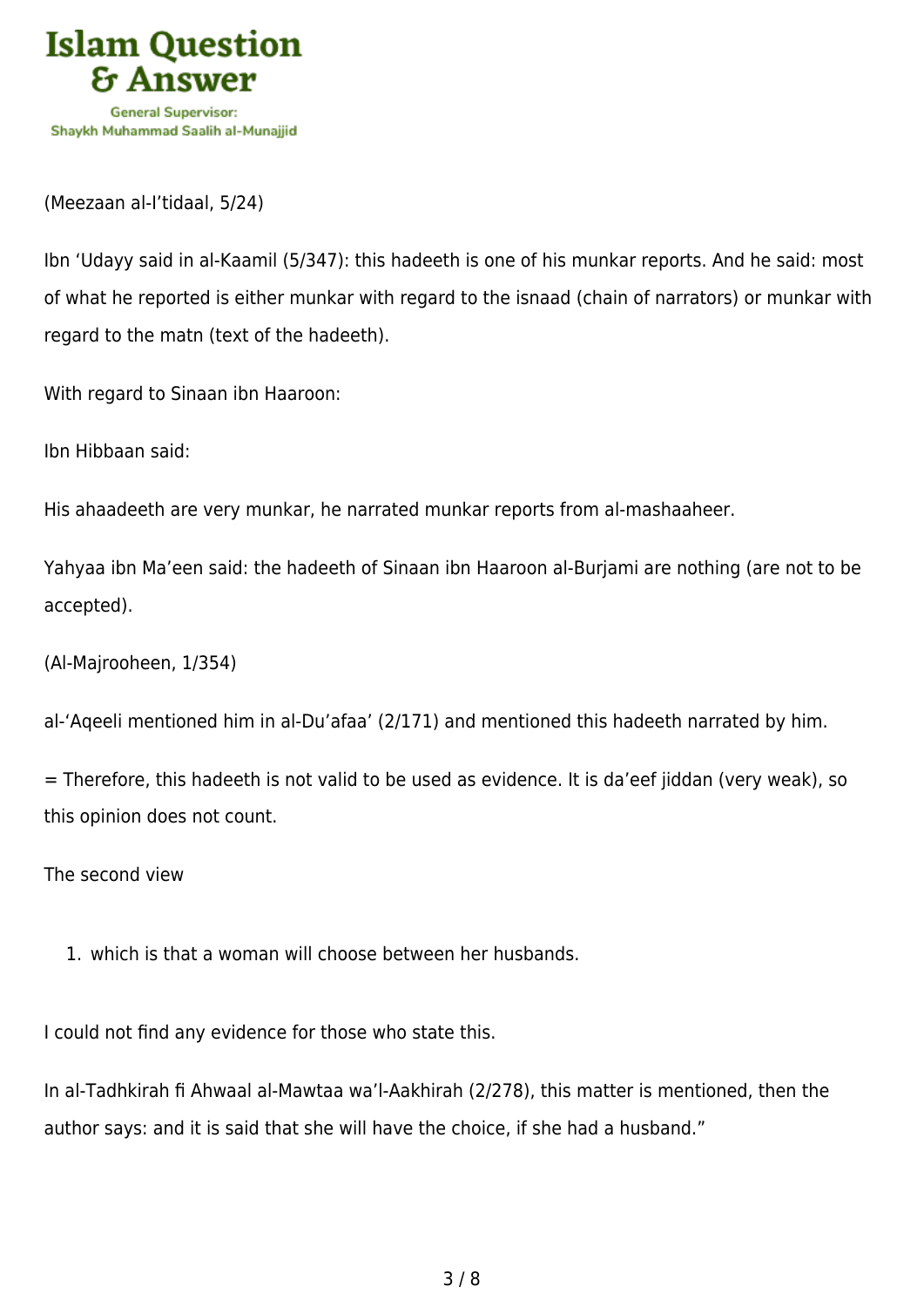(Meezaan al-I'tidaal, 5/24)

Ibn 'Udayy said in al-Kaamil (5/347): this hadeeth is one of his munkar reports. And he said: most of what he reported is either munkar with regard to the isnaad (chain of narrators) or munkar with regard to the matn (text of the hadeeth).

With regard to Sinaan ibn Haaroon:

Ibn Hibbaan said:

His ahaadeeth are very munkar, he narrated munkar reports from al-mashaaheer.

Yahyaa ibn Ma'een said: the hadeeth of Sinaan ibn Haaroon al-Burjami are nothing (are not to be accepted).

(Al-Majrooheen, 1/354)

al-'Aqeeli mentioned him in al-Du'afaa' (2/171) and mentioned this hadeeth narrated by him.

= Therefore, this hadeeth is not valid to be used as evidence. It is da'eef jiddan (very weak), so this opinion does not count.

The second view

1. which is that a woman will choose between her husbands.

I could not find any evidence for those who state this.

In al-Tadhkirah fi Ahwaal al-Mawtaa wa'l-Aakhirah (2/278), this matter is mentioned, then the author says: and it is said that she will have the choice, if she had a husband."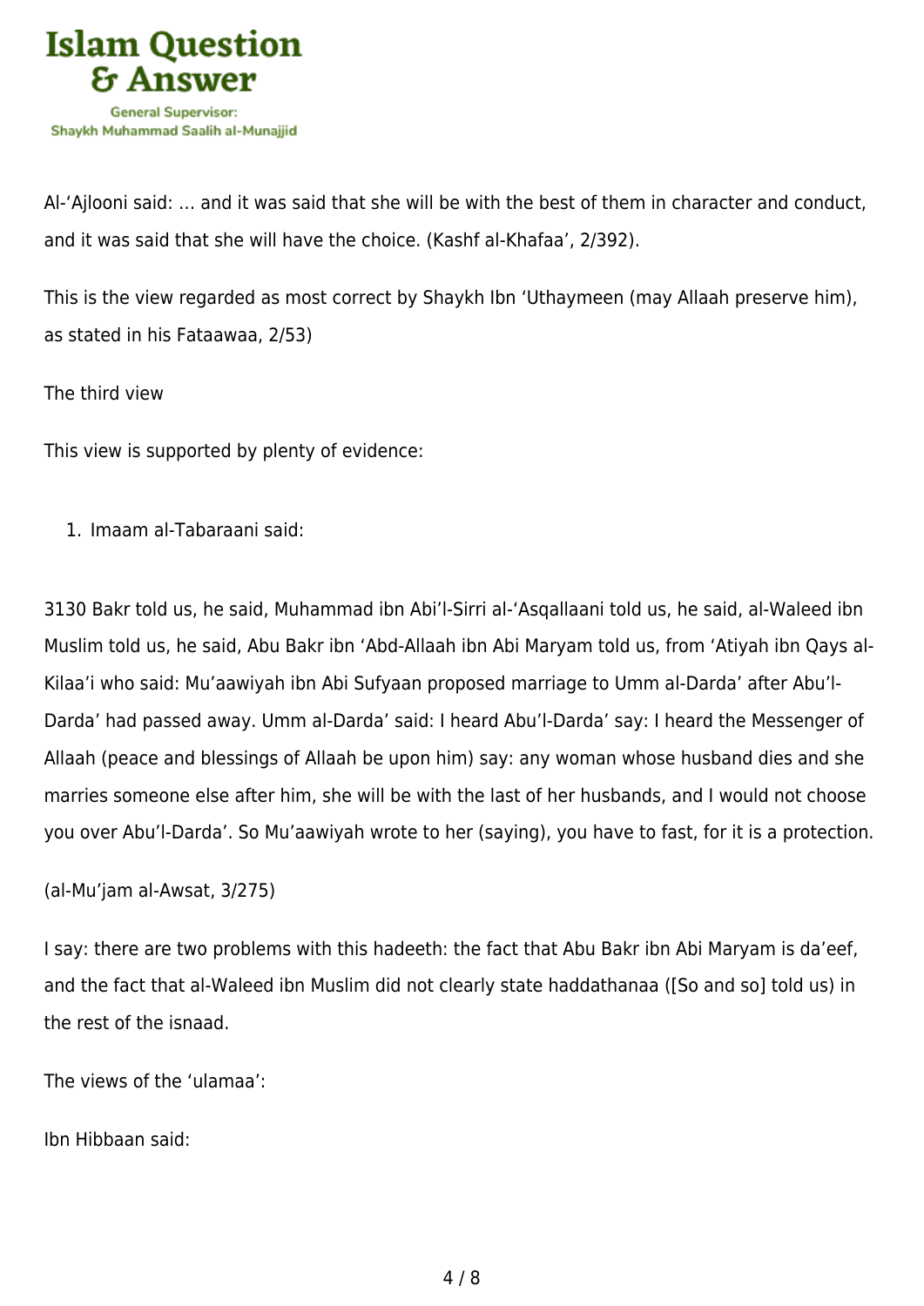Al-'Ajlooni said: … and it was said that she will be with the best of them in character and conduct, and it was said that she will have the choice. (Kashf al-Khafaa', 2/392).

This is the view regarded as most correct by Shaykh Ibn 'Uthaymeen (may Allaah preserve him), as stated in his Fataawaa, 2/53)

The third view

This view is supported by plenty of evidence:

1. Imaam al-Tabaraani said:

3130 Bakr told us, he said, Muhammad ibn Abi'l-Sirri al-'Asqallaani told us, he said, al-Waleed ibn Muslim told us, he said, Abu Bakr ibn 'Abd-Allaah ibn Abi Maryam told us, from 'Atiyah ibn Qays al-Kilaa'i who said: Mu'aawiyah ibn Abi Sufyaan proposed marriage to Umm al-Darda' after Abu'l-Darda' had passed away. Umm al-Darda' said: I heard Abu'l-Darda' say: I heard the Messenger of Allaah (peace and blessings of Allaah be upon him) say: any woman whose husband dies and she marries someone else after him, she will be with the last of her husbands, and I would not choose you over Abu'l-Darda'. So Mu'aawiyah wrote to her (saying), you have to fast, for it is a protection.

(al-Mu'jam al-Awsat, 3/275)

I say: there are two problems with this hadeeth: the fact that Abu Bakr ibn Abi Maryam is da'eef, and the fact that al-Waleed ibn Muslim did not clearly state haddathanaa ([So and so] told us) in the rest of the isnaad.

The views of the 'ulamaa':

Ibn Hibbaan said: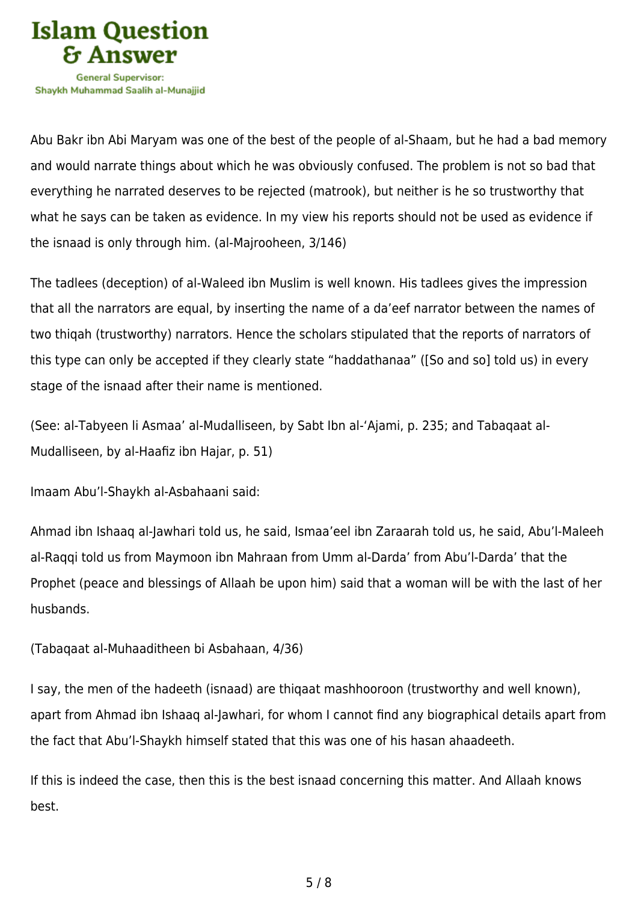Abu Bakr ibn Abi Maryam was one of the best of the people of al-Shaam, but he had a bad memory and would narrate things about which he was obviously confused. The problem is not so bad that everything he narrated deserves to be rejected (matrook), but neither is he so trustworthy that what he says can be taken as evidence. In my view his reports should not be used as evidence if the isnaad is only through him. (al-Majrooheen, 3/146)

The tadlees (deception) of al-Waleed ibn Muslim is well known. His tadlees gives the impression that all the narrators are equal, by inserting the name of a da'eef narrator between the names of two thiqah (trustworthy) narrators. Hence the scholars stipulated that the reports of narrators of this type can only be accepted if they clearly state "haddathanaa" ([So and so] told us) in every stage of the isnaad after their name is mentioned.

(See: al-Tabyeen li Asmaa' al-Mudalliseen, by Sabt Ibn al-'Ajami, p. 235; and Tabaqaat al-Mudalliseen, by al-Haafiz ibn Hajar, p. 51)

Imaam Abu'l-Shaykh al-Asbahaani said:

Ahmad ibn Ishaaq al-Jawhari told us, he said, Ismaa'eel ibn Zaraarah told us, he said, Abu'l-Maleeh al-Raqqi told us from Maymoon ibn Mahraan from Umm al-Darda' from Abu'l-Darda' that the Prophet (peace and blessings of Allaah be upon him) said that a woman will be with the last of her husbands.

(Tabaqaat al-Muhaaditheen bi Asbahaan, 4/36)

I say, the men of the hadeeth (isnaad) are thiqaat mashhooroon (trustworthy and well known), apart from Ahmad ibn Ishaaq al-Jawhari, for whom I cannot find any biographical details apart from the fact that Abu'l-Shaykh himself stated that this was one of his hasan ahaadeeth.

If this is indeed the case, then this is the best isnaad concerning this matter. And Allaah knows best.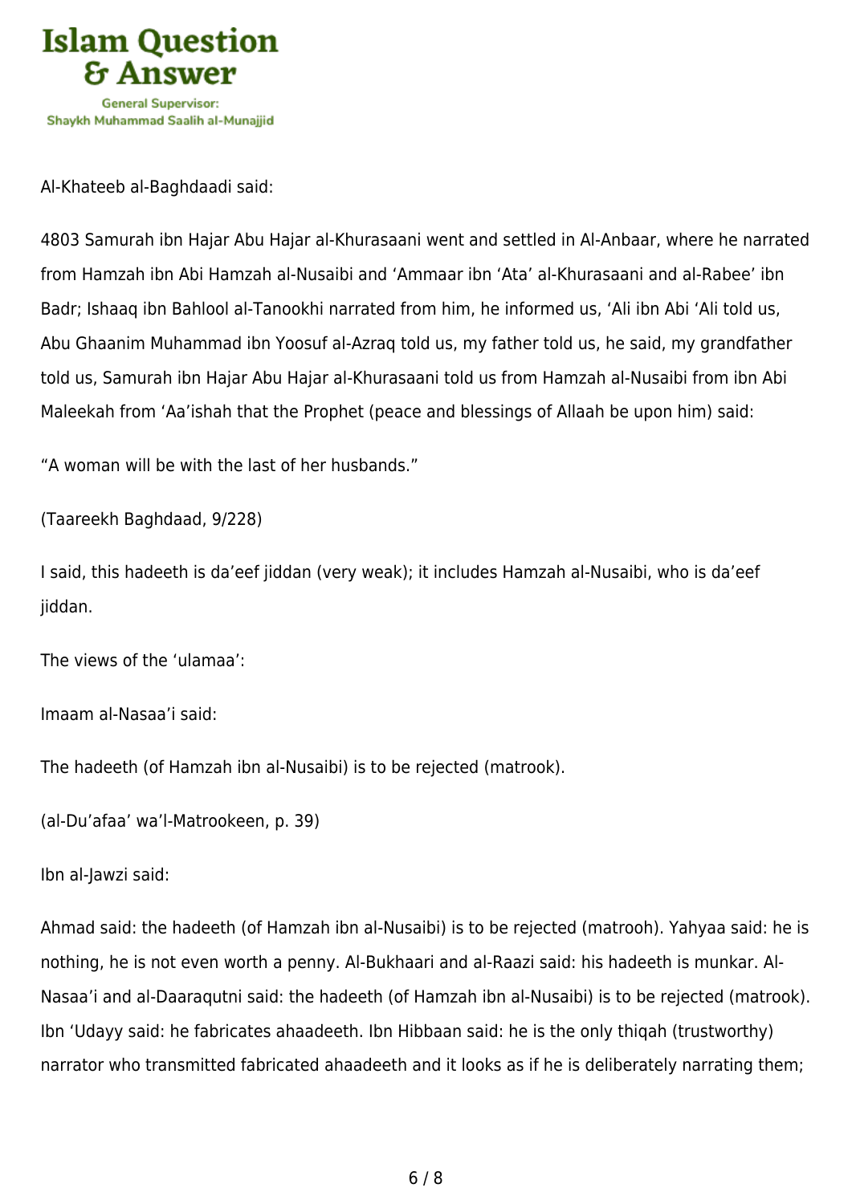Al-Khateeb al-Baghdaadi said:

4803 Samurah ibn Hajar Abu Hajar al-Khurasaani went and settled in Al-Anbaar, where he narrated from Hamzah ibn Abi Hamzah al-Nusaibi and ‘Ammaar ibn ‘Ata’ al-Khurasaani and al-Rabee’ ibn Badr; Ishaaq ibn Bahlool al-Tanookhi narrated from him, he informed us, ‘Ali ibn Abi ‘Ali told us, Abu Ghaanim Muhammad ibn Yoosuf al-Azraq told us, my father told us, he said, my grandfather told us, Samurah ibn Hajar Abu Hajar al-Khurasaani told us from Hamzah al-Nusaibi from ibn Abi Maleekah from ‘Aa’ishah that the Prophet (peace and blessings of Allaah be upon him) said:

“A woman will be with the last of her husbands.”

(Taareekh Baghdaad, 9/228)

I said, this hadeeth is da’eef jiddan (very weak); it includes Hamzah al-Nusaibi, who is da’eef jiddan.

The views of the ‘ulamaa’:

Imaam al-Nasaa’i said:

The hadeeth (of Hamzah ibn al-Nusaibi) is to be rejected (matrook).

(al-Du’afaa’ wa’l-Matrookeen, p. 39)

Ibn al-Jawzi said:

Ahmad said: the hadeeth (of Hamzah ibn al-Nusaibi) is to be rejected (matrooh). Yahyaa said: he is nothing, he is not even worth a penny. Al-Bukhaari and al-Raazi said: his hadeeth is munkar. Al-Nasaa’i and al-Daaraqutni said: the hadeeth (of Hamzah ibn al-Nusaibi) is to be rejected (matrook). Ibn ‘Udayy said: he fabricates ahaadeeth. Ibn Hibbaan said: he is the only thiqah (trustworthy) narrator who transmitted fabricated ahaadeeth and it looks as if he is deliberately narrating them;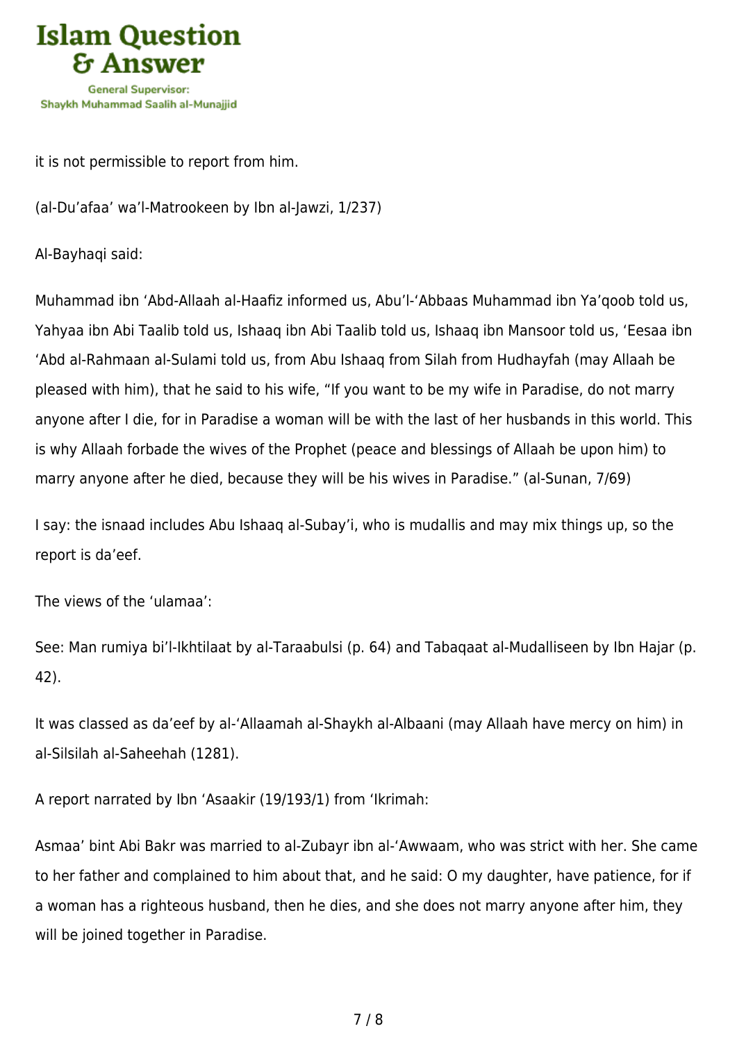it is not permissible to report from him.

(al-Du'afaa' wa'l-Matrookeen by Ibn al-Jawzi, 1/237)

Al-Bayhaqi said:

Muhammad ibn 'Abd-Allaah al-Haafiz informed us, Abu'l-'Abbaas Muhammad ibn Ya'qoob told us, Yahyaa ibn Abi Taalib told us, Ishaaq ibn Abi Taalib told us, Ishaaq ibn Mansoor told us, 'Eesaa ibn 'Abd al-Rahmaan al-Sulami told us, from Abu Ishaaq from Silah from Hudhayfah (may Allaah be pleased with him), that he said to his wife, "If you want to be my wife in Paradise, do not marry anyone after I die, for in Paradise a woman will be with the last of her husbands in this world. This is why Allaah forbade the wives of the Prophet (peace and blessings of Allaah be upon him) to marry anyone after he died, because they will be his wives in Paradise." (al-Sunan, 7/69)

I say: the isnaad includes Abu Ishaaq al-Subay'i, who is mudallis and may mix things up, so the report is da'eef.

The views of the 'ulamaa':

See: Man rumiya bi'l-Ikhtilaat by al-Taraabulsi (p. 64) and Tabaqaat al-Mudalliseen by Ibn Hajar (p. 42).

It was classed as da'eef by al-'Allaamah al-Shaykh al-Albaani (may Allaah have mercy on him) in al-Silsilah al-Saheehah (1281).

A report narrated by Ibn 'Asaakir (19/193/1) from 'Ikrimah:

Asmaa' bint Abi Bakr was married to al-Zubayr ibn al-'Awwaam, who was strict with her. She came to her father and complained to him about that, and he said: O my daughter, have patience, for if a woman has a righteous husband, then he dies, and she does not marry anyone after him, they will be joined together in Paradise.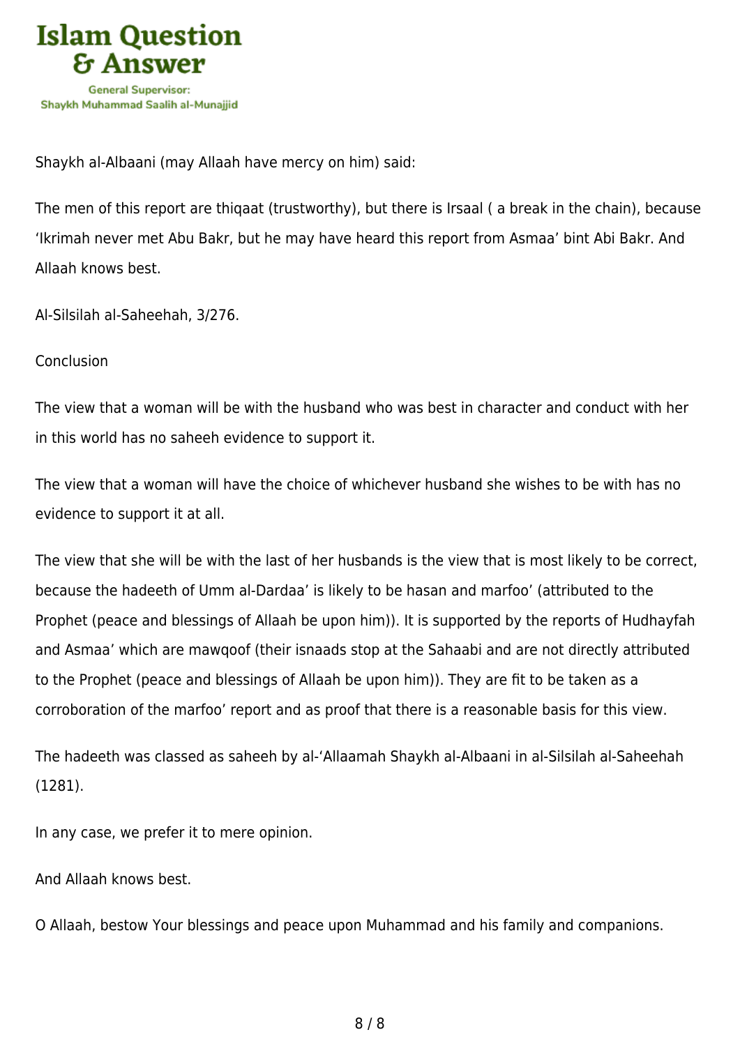Shaykh al-Albaani (may Allaah have mercy on him) said:

The men of this report are thiqaat (trustworthy), but there is Irsaal ( a break in the chain), because 'Ikrimah never met Abu Bakr, but he may have heard this report from Asmaa' bint Abi Bakr. And Allaah knows best.

Al-Silsilah al-Saheehah, 3/276.

Conclusion

The view that a woman will be with the husband who was best in character and conduct with her in this world has no saheeh evidence to support it.

The view that a woman will have the choice of whichever husband she wishes to be with has no evidence to support it at all.

The view that she will be with the last of her husbands is the view that is most likely to be correct, because the hadeeth of Umm al-Dardaa' is likely to be hasan and marfoo' (attributed to the Prophet (peace and blessings of Allaah be upon him)). It is supported by the reports of Hudhayfah and Asmaa' which are mawqoof (their isnaads stop at the Sahaabi and are not directly attributed to the Prophet (peace and blessings of Allaah be upon him)). They are fit to be taken as a corroboration of the marfoo' report and as proof that there is a reasonable basis for this view.

The hadeeth was classed as saheeh by al-'Allaamah Shaykh al-Albaani in al-Silsilah al-Saheehah (1281).

In any case, we prefer it to mere opinion.

And Allaah knows best.

O Allaah, bestow Your blessings and peace upon Muhammad and his family and companions.